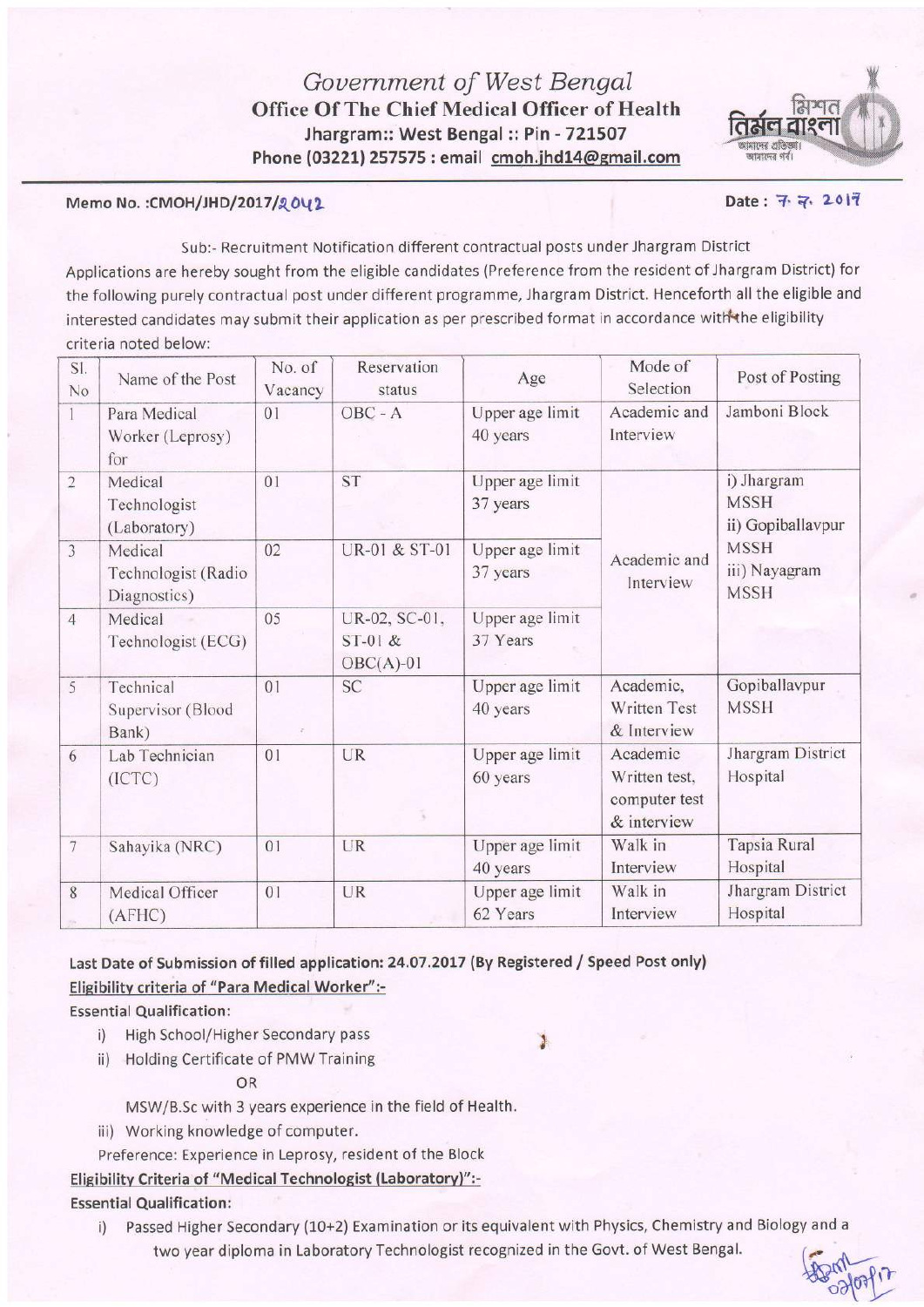# *Government of West Bengal*

## Office Of The Chief Medical Officer of Health

**Jhargram:: West Bengal :: Pin - 721507**

**Phone (03221) 257575 : email cmoh.jhd14@gmail.com**

**Memo No. :CMOH/JHD/2017/2042** **Date : 7. 7. 2017**

Sub:- Recruitment Notification different contractual posts under Jhargram District

Applications are hereby sought from the eligible candidates (Preference from the resident of Jhargram District) for the following purely contractual post under different programme, Jhargram District. Henceforth all the eligible and interested candidates may submit their application as per prescribed format in accordance with the eligibility criteria noted below:

| Sl. No | Name of the Post | No. of Vacancy | Reservation status | Age | Mode of Selection | Post of Posting |
|---|---|---|---|---|---|---|
| 1 | Para Medical Worker (Leprosy) for | 01 | OBC - A | Upper age limit 40 years | Academic and Interview | Jamboni Block |
| 2 | Medical Technologist (Laboratory) | 01 | ST | Upper age limit 37 years | Academic and Interview | i) Jhargram MSSH ii) Gopiballavpur MSSH iii) Nayagram MSSH |
| 3 | Medical Technologist (Radio Diagnostics) | 02 | UR-01 & ST-01 | Upper age limit 37 years | | |
| 4 | Medical Technologist (ECG) | 05 | UR-02, SC-01, ST-01 & OBC(A)-01 | Upper age limit 37 Years | | |
| 5 | Technical Supervisor (Blood Bank) | 01 | SC | Upper age limit 40 years | Academic, Written Test & Interview | Gopiballavpur MSSH |
| 6 | Lab Technician (ICTC) | 01 | UR | Upper age limit 60 years | Academic Written test, computer test & interview | Jhargram District Hospital |
| 7 | Sahayika (NRC) | 01 | UR | Upper age limit 40 years | Walk in Interview | Tapsia Rural Hospital |
| 8 | Medical Officer (AFHC) | 01 | UR | Upper age limit 62 Years | Walk in Interview | Jhargram District Hospital |

**Last Date of Submission of filled application: 24.07.2017 (By Registered / Speed Post only)**

**Eligibility criteria of "Para Medical Worker":-**

**Essential Qualification:**

i) High School/Higher Secondary pass

ii) Holding Certificate of PMW Training

OR

MSW/B.Sc with 3 years experience in the field of Health.

iii) Working knowledge of computer.

Preference: Experience in Leprosy, resident of the Block

**Eligibility Criteria of "Medical Technologist (Laboratory)":-**

**Essential Qualification:**

i) Passed Higher Secondary (10+2) Examination or its equivalent with Physics, Chemistry and Biology and a two year diploma in Laboratory Technologist recognized in the Govt. of West Bengal.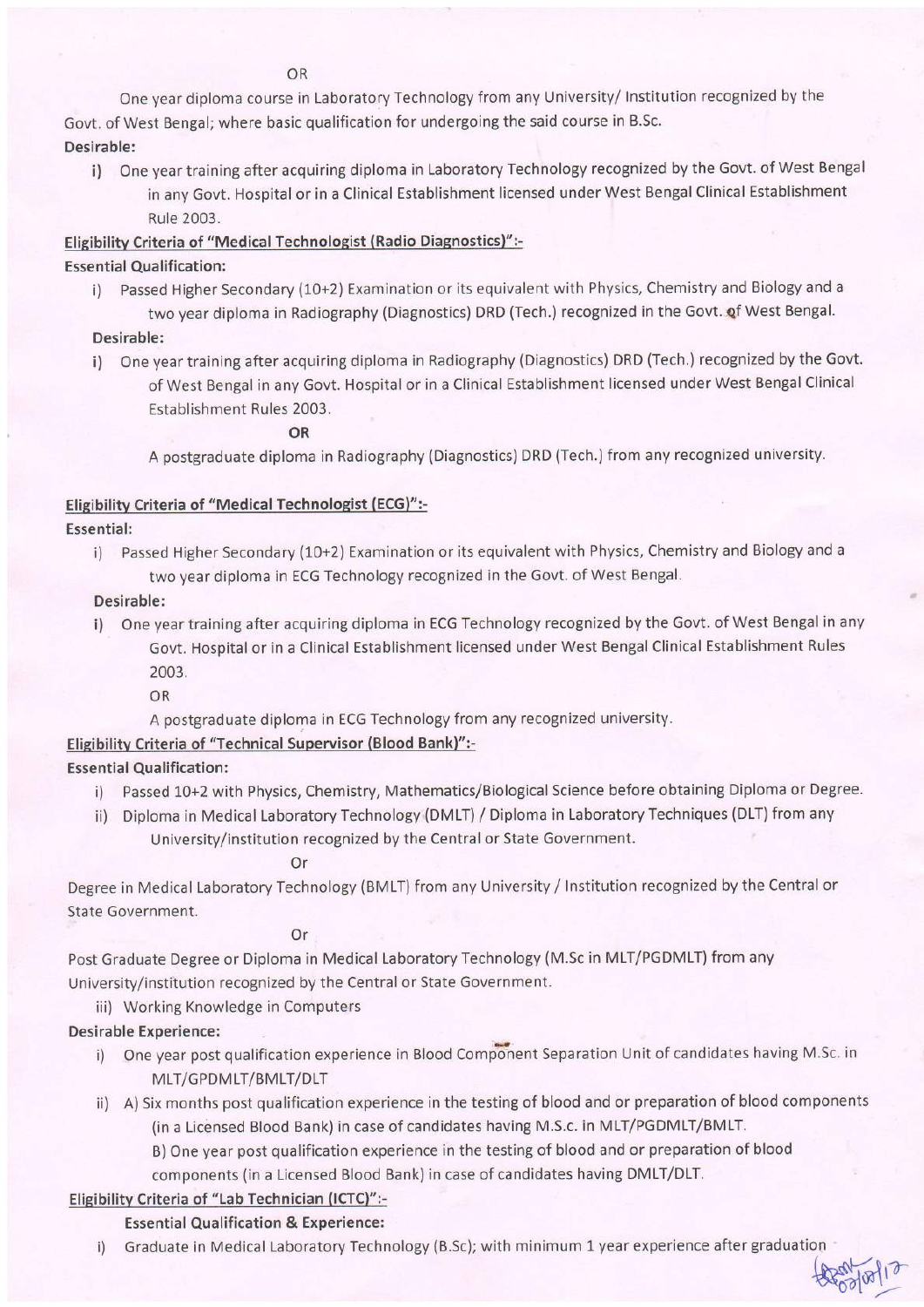OR

One year diploma course in Laboratory Technology from any University/ Institution recognized by the Govt. of West Bengal; where basic qualification for undergoing the said course in B.Sc.

**Desirable:**

i) One year training after acquiring diploma in Laboratory Technology recognized by the Govt. of West Bengal in any Govt. Hospital or in a Clinical Establishment licensed under West Bengal Clinical Establishment Rule 2003.

**Eligibility Criteria of "Medical Technologist (Radio Diagnostics)":-**

**Essential Qualification:**

i) Passed Higher Secondary (10+2) Examination or its equivalent with Physics, Chemistry and Biology and a two year diploma in Radiography (Diagnostics) DRD (Tech.) recognized in the Govt. of West Bengal.

**Desirable:**

i) One year training after acquiring diploma in Radiography (Diagnostics) DRD (Tech.) recognized by the Govt. of West Bengal in any Govt. Hospital or in a Clinical Establishment licensed under West Bengal Clinical Establishment Rules 2003.

**OR**

A postgraduate diploma in Radiography (Diagnostics) DRD (Tech.) from any recognized university.

**Eligibility Criteria of "Medical Technologist (ECG)":-**

**Essential:**

i) Passed Higher Secondary (10+2) Examination or its equivalent with Physics, Chemistry and Biology and a two year diploma in ECG Technology recognized in the Govt. of West Bengal.

**Desirable:**

i) One year training after acquiring diploma in ECG Technology recognized by the Govt. of West Bengal in any Govt. Hospital or in a Clinical Establishment licensed under West Bengal Clinical Establishment Rules 2003.

OR

A postgraduate diploma in ECG Technology from any recognized university.

**Eligibility Criteria of "Technical Supervisor (Blood Bank)":-**

**Essential Qualification:**

i) Passed 10+2 with Physics, Chemistry, Mathematics/Biological Science before obtaining Diploma or Degree.

ii) Diploma in Medical Laboratory Technology (DMLT) / Diploma in Laboratory Techniques (DLT) from any University/institution recognized by the Central or State Government.

Or

Degree in Medical Laboratory Technology (BMLT) from any University / Institution recognized by the Central or State Government.

Or

Post Graduate Degree or Diploma in Medical Laboratory Technology (M.Sc in MLT/PGDMLT) from any University/institution recognized by the Central or State Government.

iii) Working Knowledge in Computers

**Desirable Experience:**

i) One year post qualification experience in Blood Component Separation Unit of candidates having M.Sc. in MLT/GPDMLT/BMLT/DLT

ii) A) Six months post qualification experience in the testing of blood and or preparation of blood components (in a Licensed Blood Bank) in case of candidates having M.S.c. in MLT/PGDMLT/BMLT.

B) One year post qualification experience in the testing of blood and or preparation of blood components (in a Licensed Blood Bank) in case of candidates having DMLT/DLT.

**Eligibility Criteria of "Lab Technician (ICTC)":-**

**Essential Qualification & Experience:**

i) Graduate in Medical Laboratory Technology (B.Sc); with minimum 1 year experience after graduation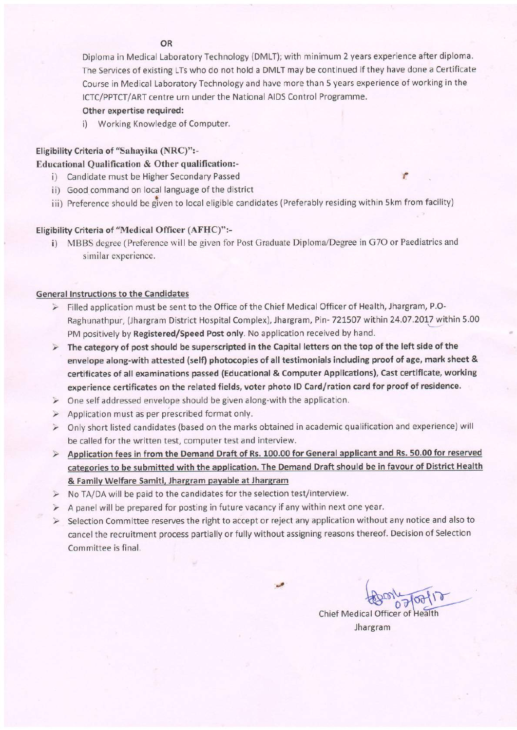**OR**

Diploma in Medical Laboratory Technology (DMLT); with minimum 2 years experience after diploma. The Services of existing LTs who do not hold a DMLT may be continued if they have done a Certificate Course in Medical Laboratory Technology and have more than 5 years experience of working in the ICTC/PPTCT/ART centre urn under the National AIDS Control Programme.

**Other expertise required:**

i) Working Knowledge of Computer.

**Eligibility Criteria of "Sahayika (NRC)":-**

**Educational Qualification & Other qualification:-**

i) Candidate must be Higher Secondary Passed
ii) Good command on local language of the district
iii) Preference should be given to local eligible candidates (Preferably residing within 5km from facility)

**Eligibility Criteria of "Medical Officer (AFHC)":-**

i) MBBS degree (Preference will be given for Post Graduate Diploma/Degree in G7O or Paediatrics and similar experience.

**General Instructions to the Candidates**

- Filled application must be sent to the Office of the Chief Medical Officer of Health, Jhargram, P.O-Raghunathpur, (Jhargram District Hospital Complex), Jhargram, Pin- 721507 within 24.07.2017 within 5.00 PM positively by **Registered/Speed Post only**. No application received by hand.
- **The category of post should be superscripted in the Capital letters on the top of the left side of the envelope along-with attested (self) photocopies of all testimonials including proof of age, mark sheet & certificates of all examinations passed (Educational & Computer Applications), Cast certificate, working experience certificates on the related fields, voter photo ID Card/ration card for proof of residence.**
- One self addressed envelope should be given along-with the application.
- Application must as per prescribed format only.
- Only short listed candidates (based on the marks obtained in academic qualification and experience) will be called for the written test, computer test and interview.
- **Application fees in from the Demand Draft of Rs. 100.00 for General applicant and Rs. 50.00 for reserved categories to be submitted with the application. The Demand Draft should be in favour of District Health & Family Welfare Samiti, Jhargram payable at Jhargram**
- No TA/DA will be paid to the candidates for the selection test/interview.
- A panel will be prepared for posting in future vacancy if any within next one year.
- Selection Committee reserves the right to accept or reject any application without any notice and also to cancel the recruitment process partially or fully without assigning reasons thereof. Decision of Selection Committee is final.

07/07/17

Chief Medical Officer of Health
Jhargram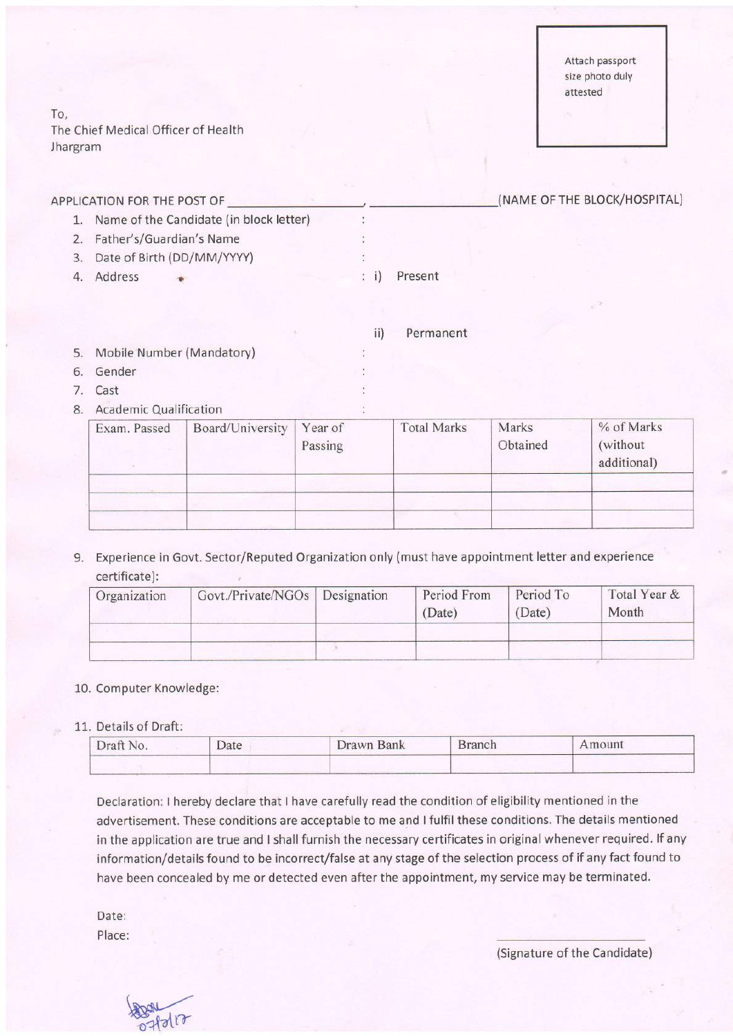Attach passport size photo duly attested

To,
The Chief Medical Officer of Health
Jhargram

APPLICATION FOR THE POST OF ____________________, ____________________(NAME OF THE BLOCK/HOSPITAL)

1. Name of the Candidate (in block letter) :
2. Father's/Guardian's Name :
3. Date of Birth (DD/MM/YYYY) :
4. Address : i) Present

   ii) Permanent
5. Mobile Number (Mandatory) :
6. Gender :
7. Cast :
8. Academic Qualification :

| Exam. Passed | Board/University | Year of Passing | Total Marks | Marks Obtained | % of Marks (without additional) |
|---|---|---|---|---|---|
| | | | | | |
| | | | | | |
| | | | | | |

9. Experience in Govt. Sector/Reputed Organization only (must have appointment letter and experience certificate):

| Organization | Govt./Private/NGOs | Designation | Period From (Date) | Period To (Date) | Total Year & Month |
|---|---|---|---|---|---|
| | | | | | |
| | | | | | |

10. Computer Knowledge:

11. Details of Draft:

| Draft No. | Date | Drawn Bank | Branch | Amount |
|---|---|---|---|---|
| | | | | |

Declaration: I hereby declare that I have carefully read the condition of eligibility mentioned in the advertisement. These conditions are acceptable to me and I fulfil these conditions. The details mentioned in the application are true and I shall furnish the necessary certificates in original whenever required. If any information/details found to be incorrect/false at any stage of the selection process of if any fact found to have been concealed by me or detected even after the appointment, my service may be terminated.

Date:

Place:

(Signature of the Candidate)

07/2/17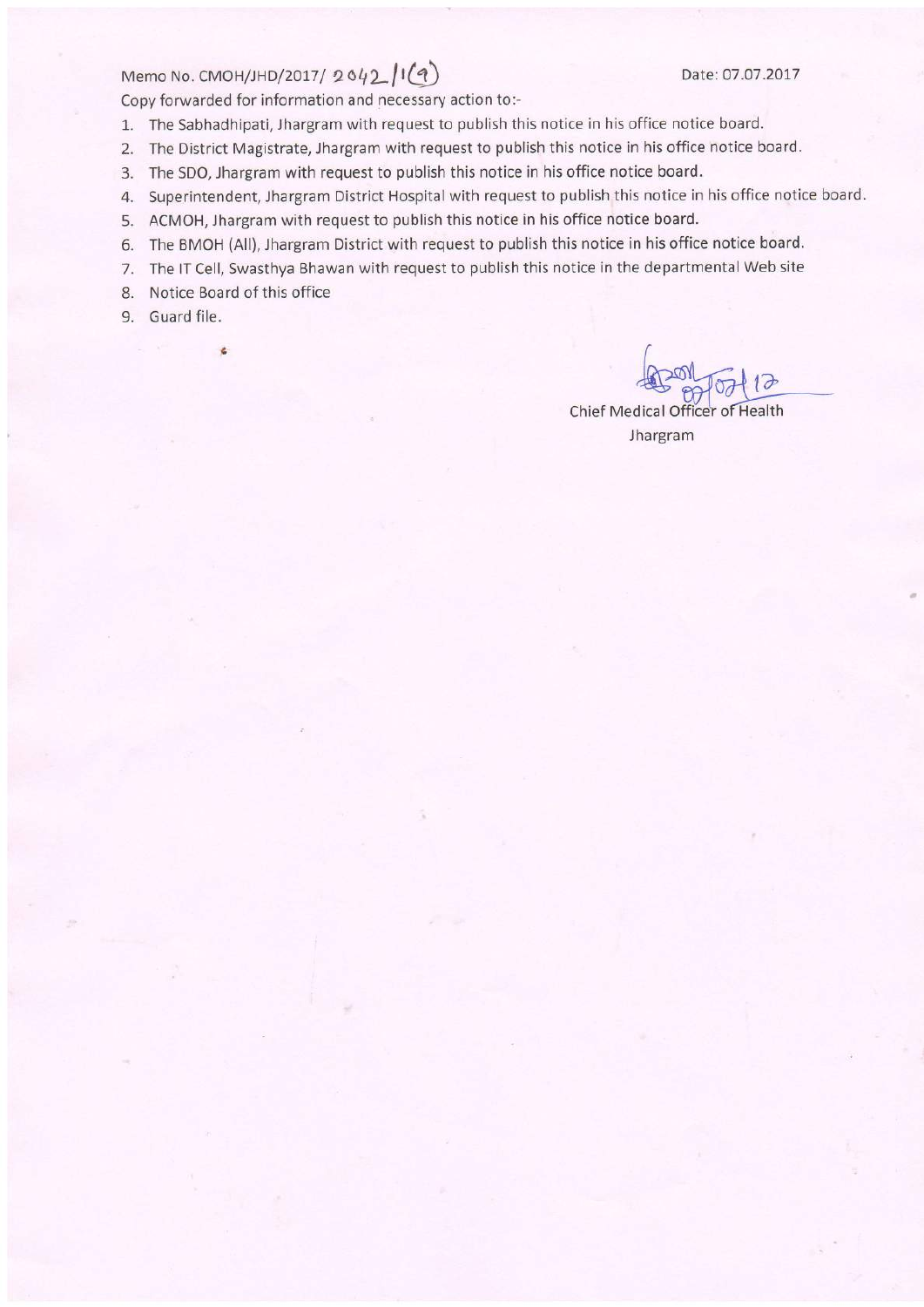Memo No. CMOH/JHD/2017/ 2042/1(9) Date: 07.07.2017

Copy forwarded for information and necessary action to:-

1. The Sabhadhipati, Jhargram with request to publish this notice in his office notice board.
2. The District Magistrate, Jhargram with request to publish this notice in his office notice board.
3. The SDO, Jhargram with request to publish this notice in his office notice board.
4. Superintendent, Jhargram District Hospital with request to publish this notice in his office notice board.
5. ACMOH, Jhargram with request to publish this notice in his office notice board.
6. The BMOH (All), Jhargram District with request to publish this notice in his office notice board.
7. The IT Cell, Swasthya Bhawan with request to publish this notice in the departmental Web site
8. Notice Board of this office
9. Guard file.

07/07/17

Chief Medical Officer of Health
Jhargram